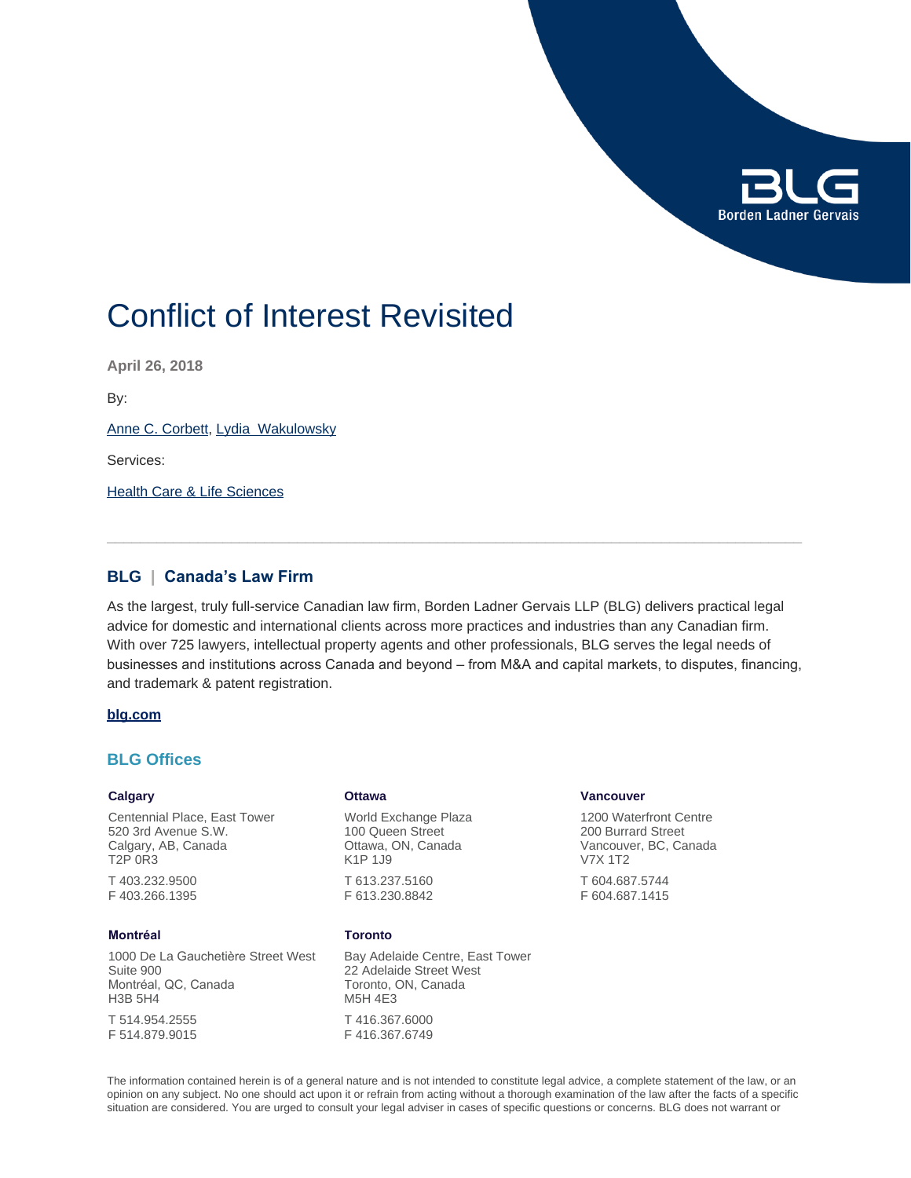# Conflict of Interest Revisited

**April 26, 2018**

By:

Anne C. Corbett, Lydia  Wakulowsky

Services:

Health Care & Life Sciences

---

## BLG | Canada's Law Firm

As the largest, truly full-service Canadian law firm, Borden Ladner Gervais LLP (BLG) delivers practical legal advice for domestic and international clients across more practices and industries than any Canadian firm. With over 725 lawyers, intellectual property agents and other professionals, BLG serves the legal needs of businesses and institutions across Canada and beyond – from M&A and capital markets, to disputes, financing, and trademark & patent registration.

**blg.com**

## BLG Offices

**Calgary**

Centennial Place, East Tower
520 3rd Avenue S.W.
Calgary, AB, Canada
T2P 0R3

T 403.232.9500
F 403.266.1395

**Ottawa**

World Exchange Plaza
100 Queen Street
Ottawa, ON, Canada
K1P 1J9

T 613.237.5160
F 613.230.8842

**Vancouver**

1200 Waterfront Centre
200 Burrard Street
Vancouver, BC, Canada
V7X 1T2

T 604.687.5744
F 604.687.1415

**Montréal**

1000 De La Gauchetière Street West
Suite 900
Montréal, QC, Canada
H3B 5H4

T 514.954.2555
F 514.879.9015

**Toronto**

Bay Adelaide Centre, East Tower
22 Adelaide Street West
Toronto, ON, Canada
M5H 4E3

T 416.367.6000
F 416.367.6749

The information contained herein is of a general nature and is not intended to constitute legal advice, a complete statement of the law, or an opinion on any subject. No one should act upon it or refrain from acting without a thorough examination of the law after the facts of a specific situation are considered. You are urged to consult your legal adviser in cases of specific questions or concerns. BLG does not warrant or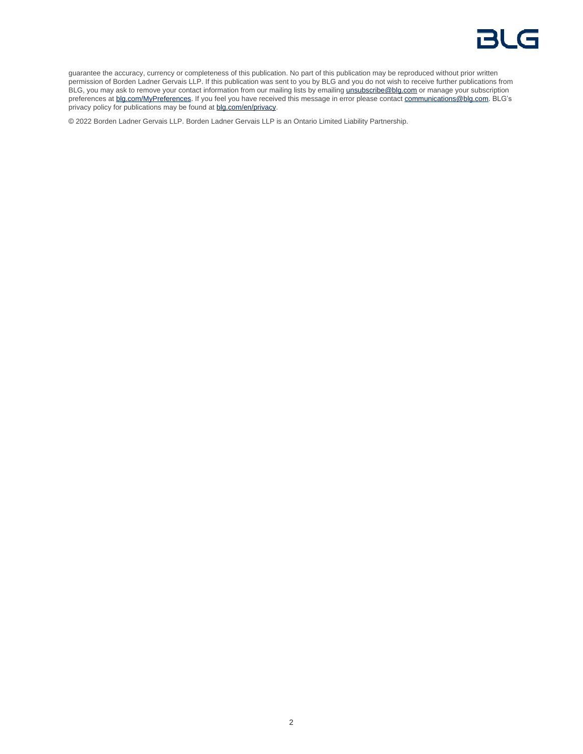guarantee the accuracy, currency or completeness of this publication. No part of this publication may be reproduced without prior written permission of Borden Ladner Gervais LLP. If this publication was sent to you by BLG and you do not wish to receive further publications from BLG, you may ask to remove your contact information from our mailing lists by emailing [unsubscribe@blg.com](mailto:unsubscribe@blg.com) or manage your subscription preferences at [blg.com/MyPreferences](https://blg.com/MyPreferences). If you feel you have received this message in error please contact [communications@blg.com](mailto:communications@blg.com). BLG's privacy policy for publications may be found at [blg.com/en/privacy](https://blg.com/en/privacy).

© 2022 Borden Ladner Gervais LLP. Borden Ladner Gervais LLP is an Ontario Limited Liability Partnership.